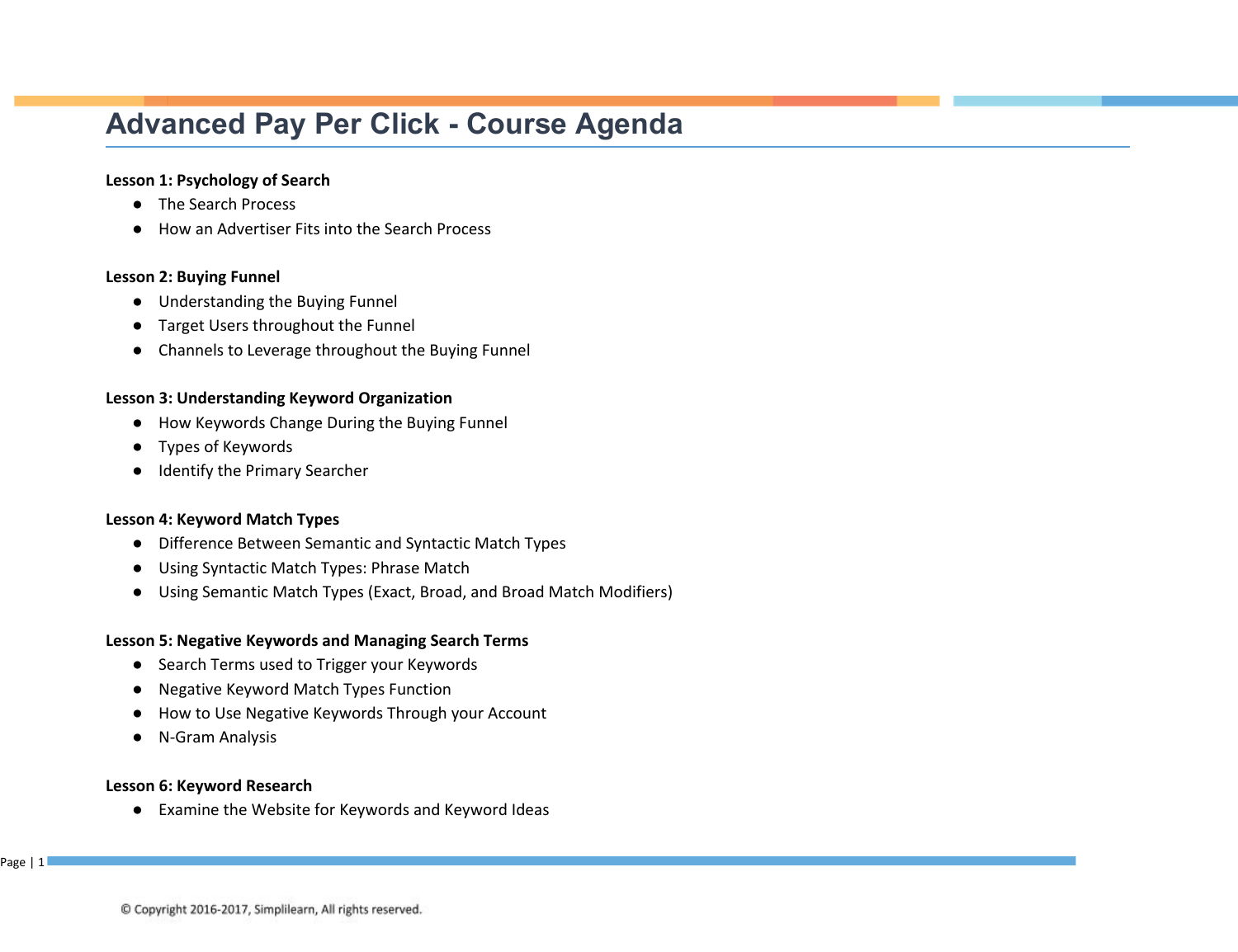# Advanced Pay Per Click - Course Agenda

**Lesson 1: Psychology of Search**

- The Search Process
- How an Advertiser Fits into the Search Process

**Lesson 2: Buying Funnel**

- Understanding the Buying Funnel
- Target Users throughout the Funnel
- Channels to Leverage throughout the Buying Funnel

**Lesson 3: Understanding Keyword Organization**

- How Keywords Change During the Buying Funnel
- Types of Keywords
- Identify the Primary Searcher

**Lesson 4: Keyword Match Types**

- Difference Between Semantic and Syntactic Match Types
- Using Syntactic Match Types: Phrase Match
- Using Semantic Match Types (Exact, Broad, and Broad Match Modifiers)

**Lesson 5: Negative Keywords and Managing Search Terms**

- Search Terms used to Trigger your Keywords
- Negative Keyword Match Types Function
- How to Use Negative Keywords Through your Account
- N-Gram Analysis

**Lesson 6: Keyword Research**

- Examine the Website for Keywords and Keyword Ideas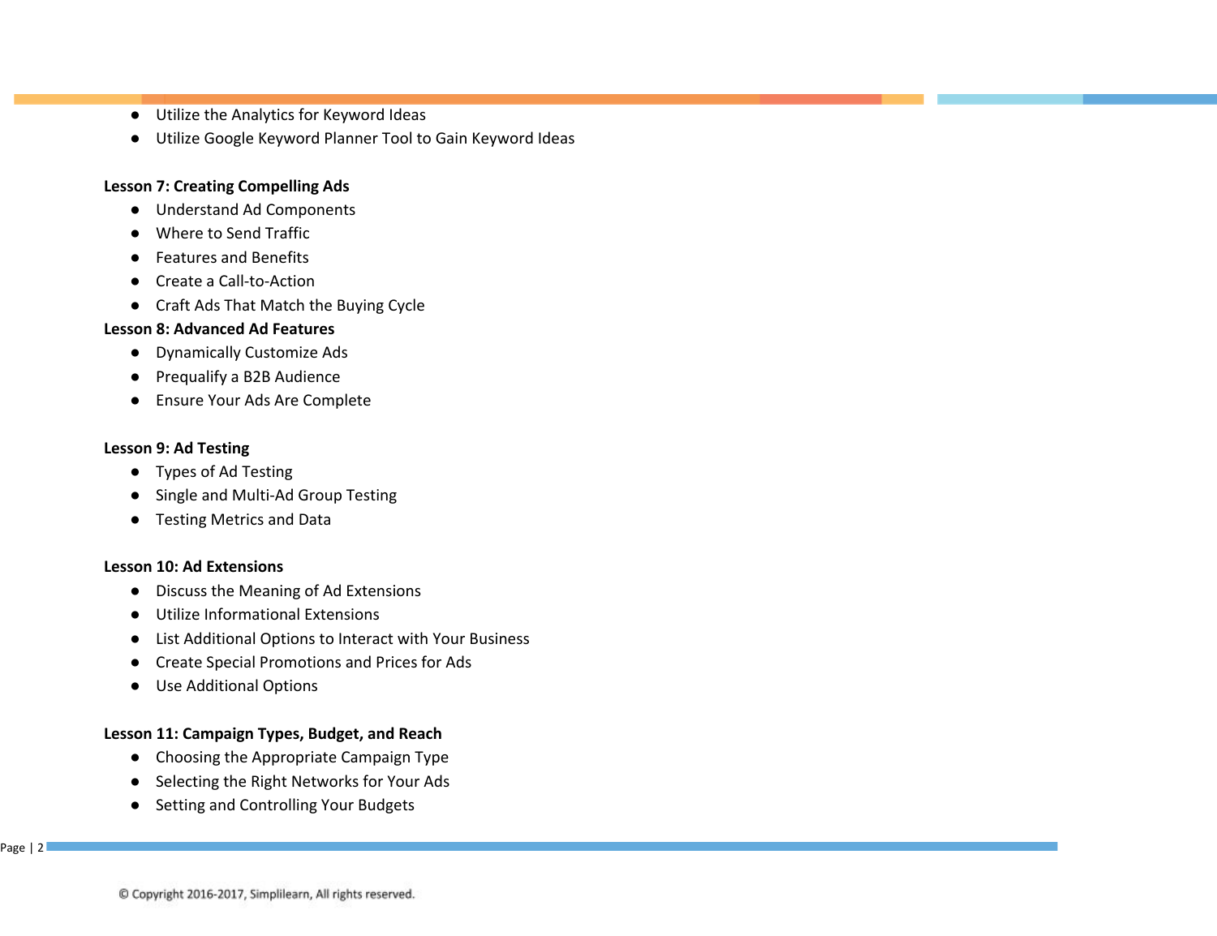- Utilize the Analytics for Keyword Ideas
- Utilize Google Keyword Planner Tool to Gain Keyword Ideas

**Lesson 7: Creating Compelling Ads**

- Understand Ad Components
- Where to Send Traffic
- Features and Benefits
- Create a Call-to-Action
- Craft Ads That Match the Buying Cycle

**Lesson 8: Advanced Ad Features**

- Dynamically Customize Ads
- Prequalify a B2B Audience
- Ensure Your Ads Are Complete

**Lesson 9: Ad Testing**

- Types of Ad Testing
- Single and Multi-Ad Group Testing
- Testing Metrics and Data

**Lesson 10: Ad Extensions**

- Discuss the Meaning of Ad Extensions
- Utilize Informational Extensions
- List Additional Options to Interact with Your Business
- Create Special Promotions and Prices for Ads
- Use Additional Options

**Lesson 11: Campaign Types, Budget, and Reach**

- Choosing the Appropriate Campaign Type
- Selecting the Right Networks for Your Ads
- Setting and Controlling Your Budgets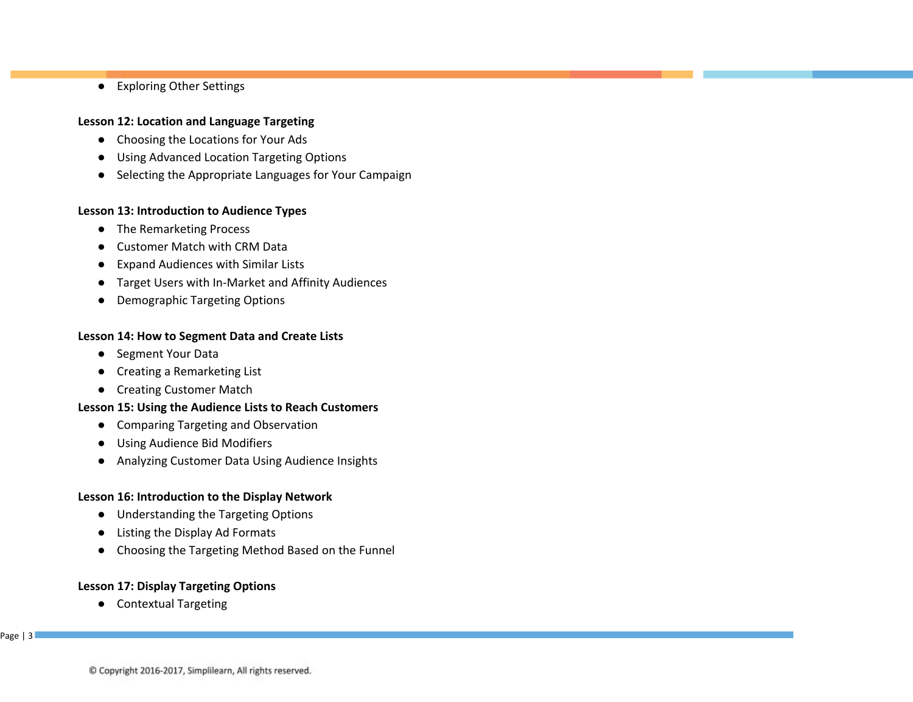- Exploring Other Settings

**Lesson 12: Location and Language Targeting**

- Choosing the Locations for Your Ads
- Using Advanced Location Targeting Options
- Selecting the Appropriate Languages for Your Campaign

**Lesson 13: Introduction to Audience Types**

- The Remarketing Process
- Customer Match with CRM Data
- Expand Audiences with Similar Lists
- Target Users with In-Market and Affinity Audiences
- Demographic Targeting Options

**Lesson 14: How to Segment Data and Create Lists**

- Segment Your Data
- Creating a Remarketing List
- Creating Customer Match

**Lesson 15: Using the Audience Lists to Reach Customers**

- Comparing Targeting and Observation
- Using Audience Bid Modifiers
- Analyzing Customer Data Using Audience Insights

**Lesson 16: Introduction to the Display Network**

- Understanding the Targeting Options
- Listing the Display Ad Formats
- Choosing the Targeting Method Based on the Funnel

**Lesson 17: Display Targeting Options**

- Contextual Targeting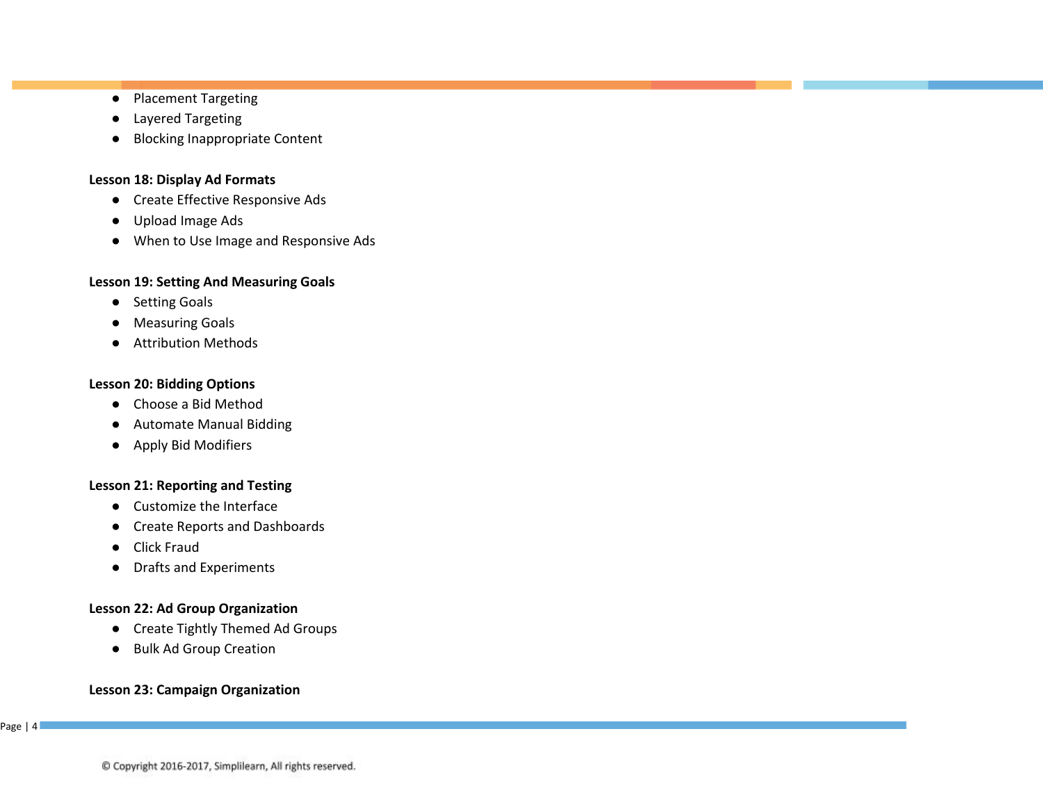- Placement Targeting
- Layered Targeting
- Blocking Inappropriate Content

**Lesson 18: Display Ad Formats**

- Create Effective Responsive Ads
- Upload Image Ads
- When to Use Image and Responsive Ads

**Lesson 19: Setting And Measuring Goals**

- Setting Goals
- Measuring Goals
- Attribution Methods

**Lesson 20: Bidding Options**

- Choose a Bid Method
- Automate Manual Bidding
- Apply Bid Modifiers

**Lesson 21: Reporting and Testing**

- Customize the Interface
- Create Reports and Dashboards
- Click Fraud
- Drafts and Experiments

**Lesson 22: Ad Group Organization**

- Create Tightly Themed Ad Groups
- Bulk Ad Group Creation

**Lesson 23: Campaign Organization**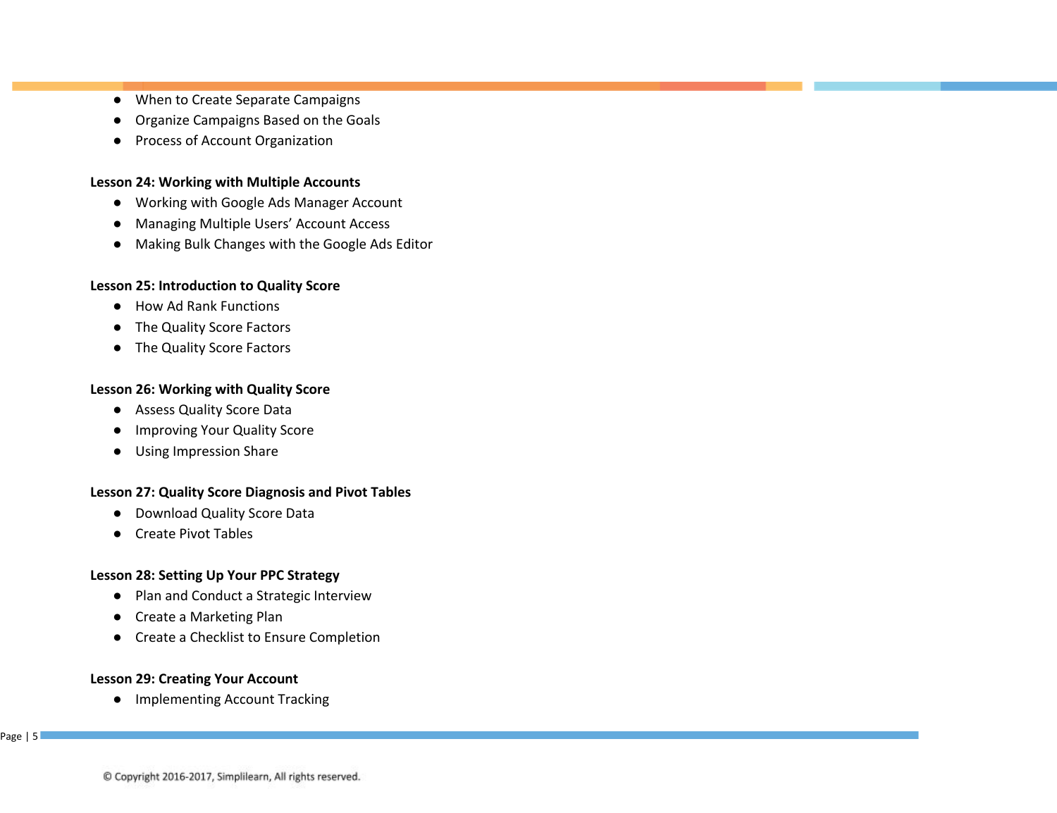- When to Create Separate Campaigns
- Organize Campaigns Based on the Goals
- Process of Account Organization

**Lesson 24: Working with Multiple Accounts**

- Working with Google Ads Manager Account
- Managing Multiple Users' Account Access
- Making Bulk Changes with the Google Ads Editor

**Lesson 25: Introduction to Quality Score**

- How Ad Rank Functions
- The Quality Score Factors
- The Quality Score Factors

**Lesson 26: Working with Quality Score**

- Assess Quality Score Data
- Improving Your Quality Score
- Using Impression Share

**Lesson 27: Quality Score Diagnosis and Pivot Tables**

- Download Quality Score Data
- Create Pivot Tables

**Lesson 28: Setting Up Your PPC Strategy**

- Plan and Conduct a Strategic Interview
- Create a Marketing Plan
- Create a Checklist to Ensure Completion

**Lesson 29: Creating Your Account**

- Implementing Account Tracking

© Copyright 2016-2017, Simplilearn, All rights reserved.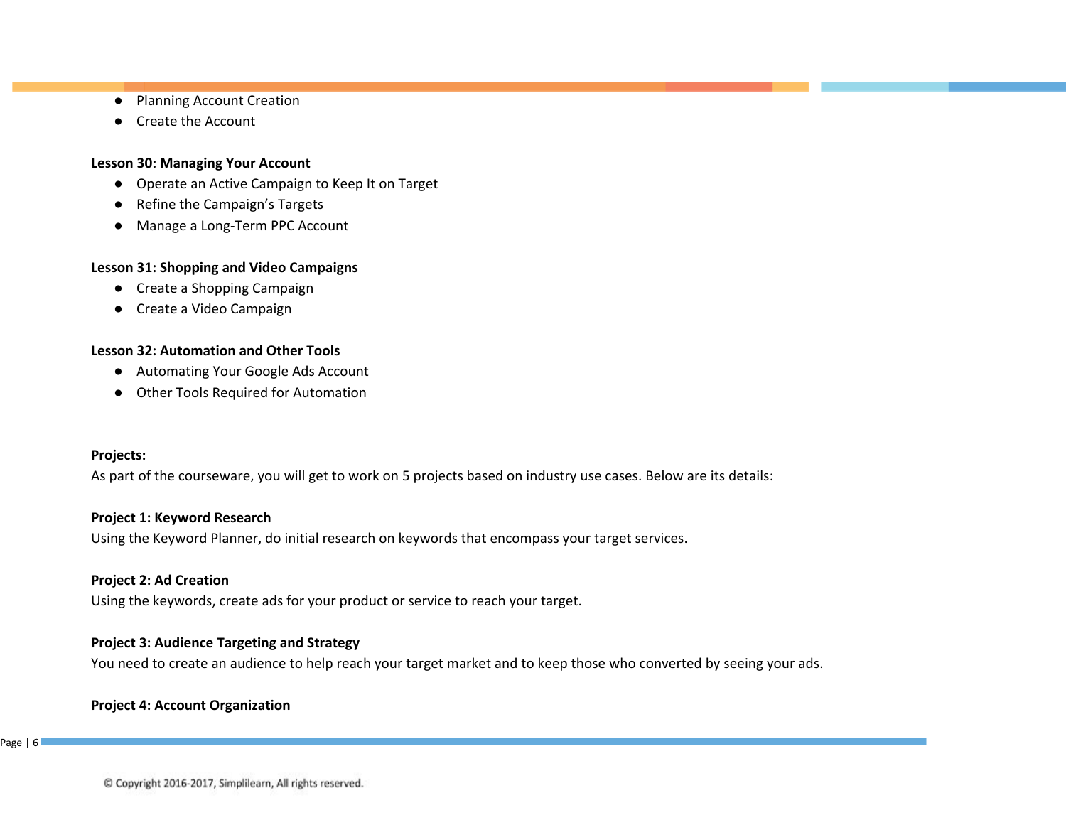- Planning Account Creation
- Create the Account

**Lesson 30: Managing Your Account**

- Operate an Active Campaign to Keep It on Target
- Refine the Campaign's Targets
- Manage a Long-Term PPC Account

**Lesson 31: Shopping and Video Campaigns**

- Create a Shopping Campaign
- Create a Video Campaign

**Lesson 32: Automation and Other Tools**

- Automating Your Google Ads Account
- Other Tools Required for Automation

**Projects:**

As part of the courseware, you will get to work on 5 projects based on industry use cases. Below are its details:

**Project 1: Keyword Research**

Using the Keyword Planner, do initial research on keywords that encompass your target services.

**Project 2: Ad Creation**

Using the keywords, create ads for your product or service to reach your target.

**Project 3: Audience Targeting and Strategy**

You need to create an audience to help reach your target market and to keep those who converted by seeing your ads.

**Project 4: Account Organization**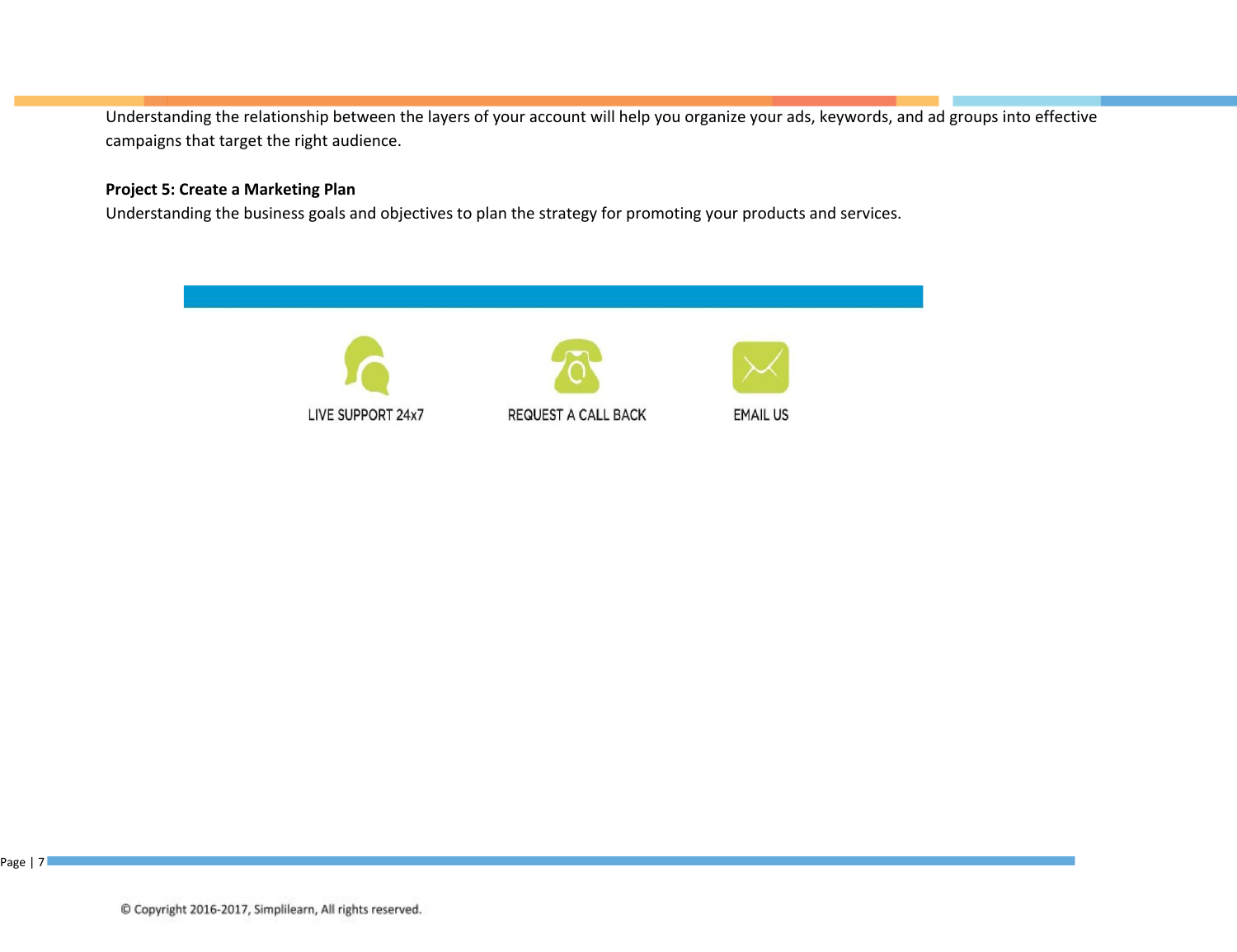Understanding the relationship between the layers of your account will help you organize your ads, keywords, and ad groups into effective campaigns that target the right audience.

**Project 5: Create a Marketing Plan**

Understanding the business goals and objectives to plan the strategy for promoting your products and services.

LIVE SUPPORT 24x7 REQUEST A CALL BACK EMAIL US

© Copyright 2016-2017, Simplilearn, All rights reserved.